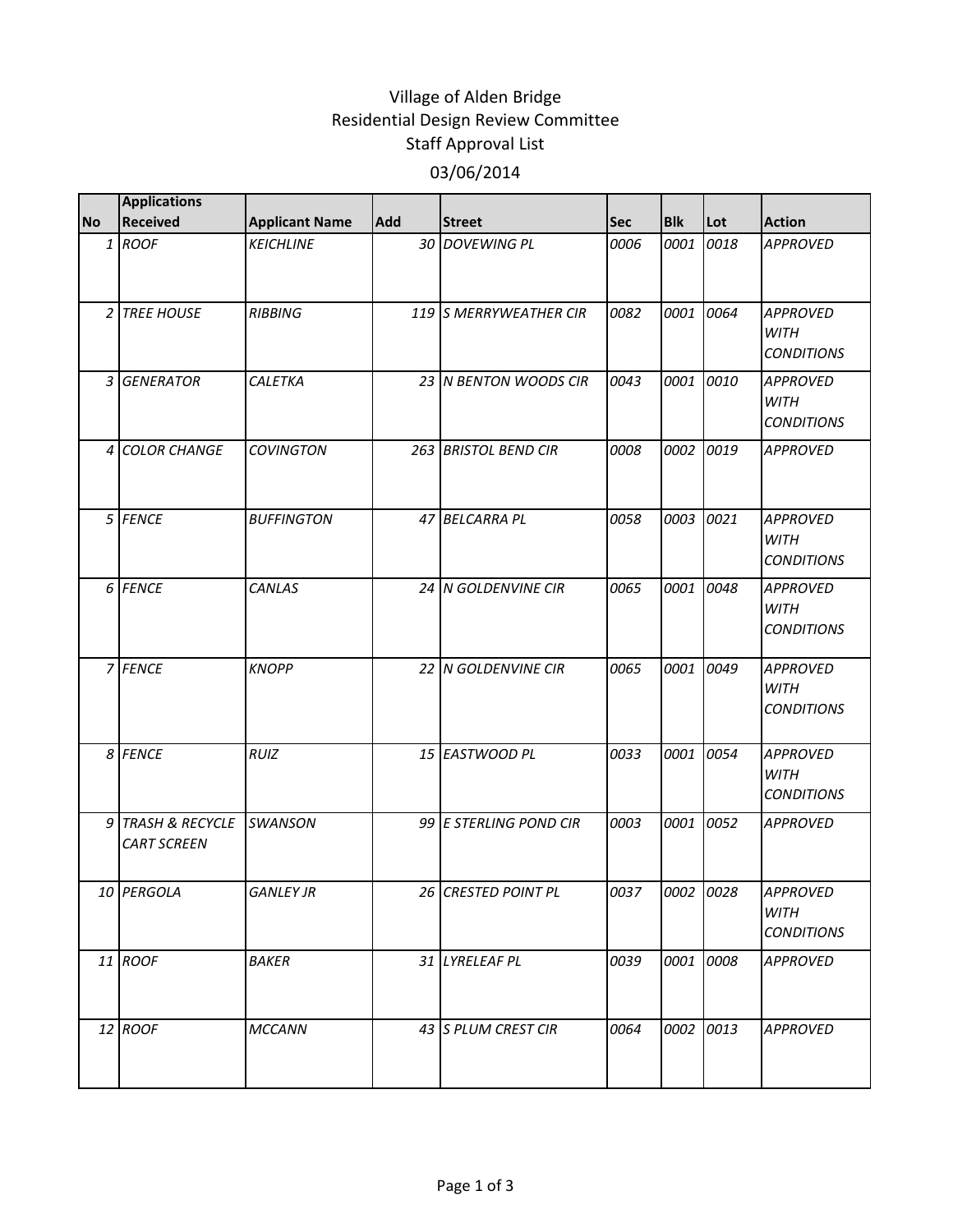# Village of Alden Bridge
## Residential Design Review Committee
### Staff Approval List
### 03/06/2014

| No | Applications Received | Applicant Name | Add | Street | Sec | Blk | Lot | Action |
|---|---|---|---|---|---|---|---|---|
| 1 | ROOF | KEICHLINE | 30 | DOVEWING PL | 0006 | 0001 | 0018 | APPROVED |
| 2 | TREE HOUSE | RIBBING | 119 | S MERRYWEATHER CIR | 0082 | 0001 | 0064 | APPROVED WITH CONDITIONS |
| 3 | GENERATOR | CALETKA | 23 | N BENTON WOODS CIR | 0043 | 0001 | 0010 | APPROVED WITH CONDITIONS |
| 4 | COLOR CHANGE | COVINGTON | 263 | BRISTOL BEND CIR | 0008 | 0002 | 0019 | APPROVED |
| 5 | FENCE | BUFFINGTON | 47 | BELCARRA PL | 0058 | 0003 | 0021 | APPROVED WITH CONDITIONS |
| 6 | FENCE | CANLAS | 24 | N GOLDENVINE CIR | 0065 | 0001 | 0048 | APPROVED WITH CONDITIONS |
| 7 | FENCE | KNOPP | 22 | N GOLDENVINE CIR | 0065 | 0001 | 0049 | APPROVED WITH CONDITIONS |
| 8 | FENCE | RUIZ | 15 | EASTWOOD PL | 0033 | 0001 | 0054 | APPROVED WITH CONDITIONS |
| 9 | TRASH & RECYCLE CART SCREEN | SWANSON | 99 | E STERLING POND CIR | 0003 | 0001 | 0052 | APPROVED |
| 10 | PERGOLA | GANLEY JR | 26 | CRESTED POINT PL | 0037 | 0002 | 0028 | APPROVED WITH CONDITIONS |
| 11 | ROOF | BAKER | 31 | LYRELEAF PL | 0039 | 0001 | 0008 | APPROVED |
| 12 | ROOF | MCCANN | 43 | S PLUM CREST CIR | 0064 | 0002 | 0013 | APPROVED |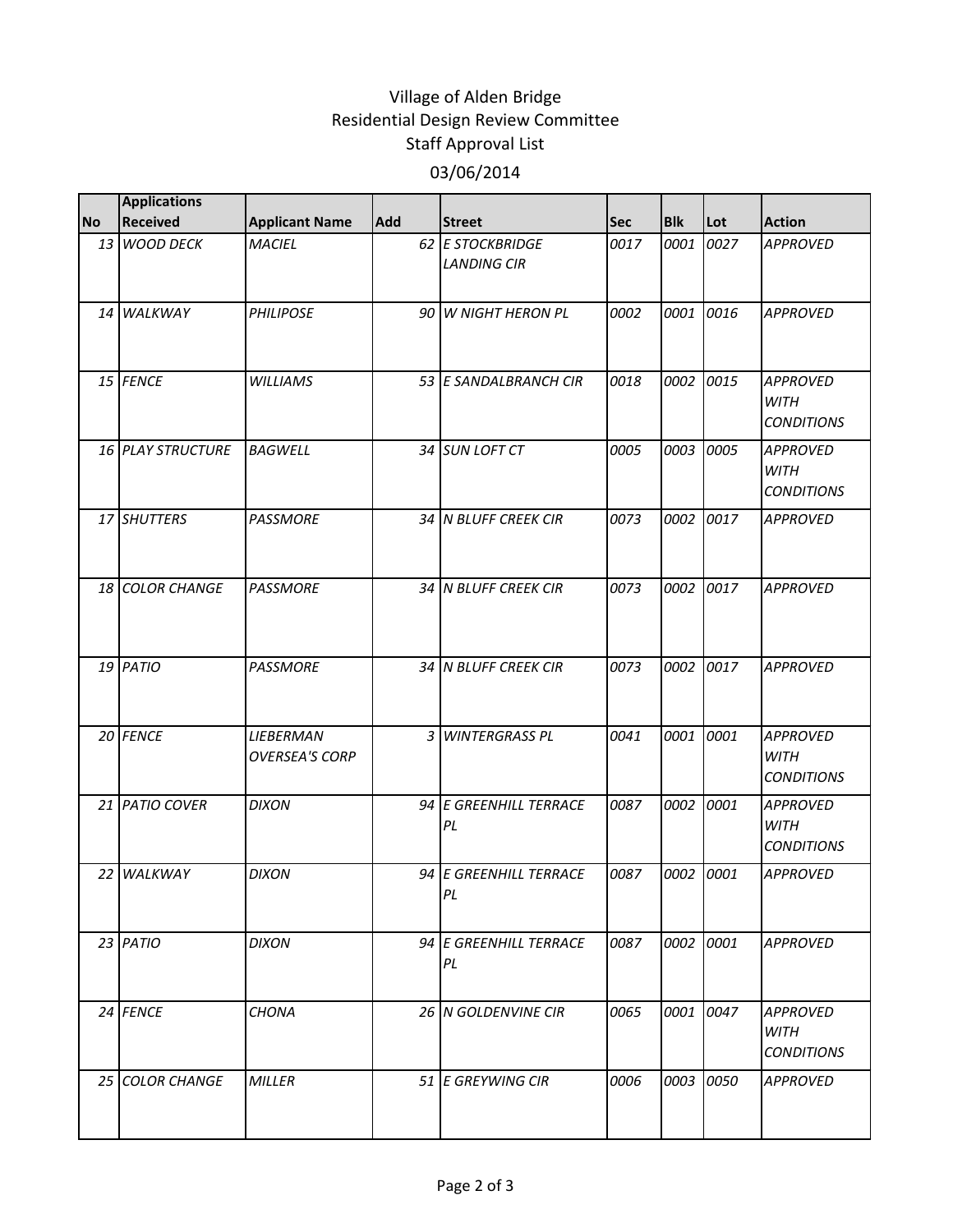# Village of Alden Bridge
## Residential Design Review Committee
## Staff Approval List
### 03/06/2014

| No | Applications Received | Applicant Name | Add | Street | Sec | Blk | Lot | Action |
|---|---|---|---|---|---|---|---|---|
| 13 | WOOD DECK | MACIEL | 62 | E STOCKBRIDGE LANDING CIR | 0017 | 0001 | 0027 | APPROVED |
| 14 | WALKWAY | PHILIPOSE | 90 | W NIGHT HERON PL | 0002 | 0001 | 0016 | APPROVED |
| 15 | FENCE | WILLIAMS | 53 | E SANDALBRANCH CIR | 0018 | 0002 | 0015 | APPROVED WITH CONDITIONS |
| 16 | PLAY STRUCTURE | BAGWELL | 34 | SUN LOFT CT | 0005 | 0003 | 0005 | APPROVED WITH CONDITIONS |
| 17 | SHUTTERS | PASSMORE | 34 | N BLUFF CREEK CIR | 0073 | 0002 | 0017 | APPROVED |
| 18 | COLOR CHANGE | PASSMORE | 34 | N BLUFF CREEK CIR | 0073 | 0002 | 0017 | APPROVED |
| 19 | PATIO | PASSMORE | 34 | N BLUFF CREEK CIR | 0073 | 0002 | 0017 | APPROVED |
| 20 | FENCE | LIEBERMAN OVERSEA'S CORP | 3 | WINTERGRASS PL | 0041 | 0001 | 0001 | APPROVED WITH CONDITIONS |
| 21 | PATIO COVER | DIXON | 94 | E GREENHILL TERRACE PL | 0087 | 0002 | 0001 | APPROVED WITH CONDITIONS |
| 22 | WALKWAY | DIXON | 94 | E GREENHILL TERRACE PL | 0087 | 0002 | 0001 | APPROVED |
| 23 | PATIO | DIXON | 94 | E GREENHILL TERRACE PL | 0087 | 0002 | 0001 | APPROVED |
| 24 | FENCE | CHONA | 26 | N GOLDENVINE CIR | 0065 | 0001 | 0047 | APPROVED WITH CONDITIONS |
| 25 | COLOR CHANGE | MILLER | 51 | E GREYWING CIR | 0006 | 0003 | 0050 | APPROVED |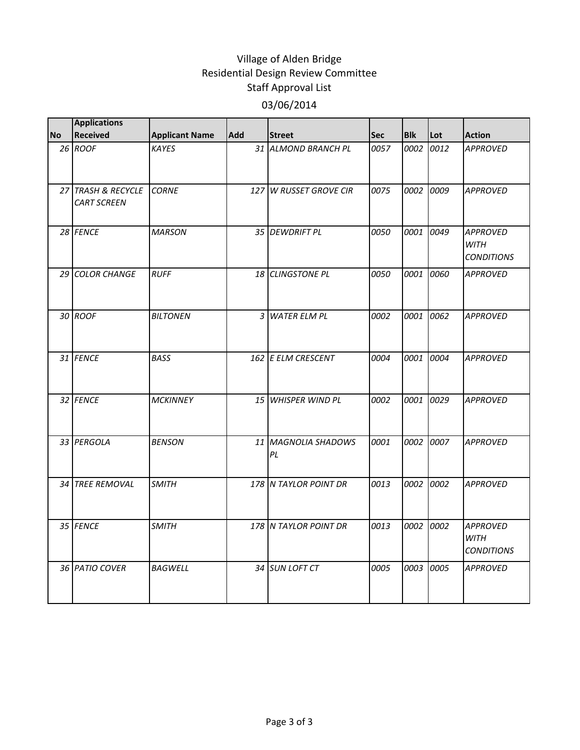# Village of Alden Bridge
## Residential Design Review Committee
## Staff Approval List
## 03/06/2014

| No | Applications Received | Applicant Name | Add | Street | Sec | Blk | Lot | Action |
|---|---|---|---|---|---|---|---|---|
| 26 | *ROOF* | *KAYES* | 31 | *ALMOND BRANCH PL* | *0057* | *0002* | *0012* | *APPROVED* |
| 27 | *TRASH & RECYCLE CART SCREEN* | *CORNE* | 127 | *W RUSSET GROVE CIR* | *0075* | *0002* | *0009* | *APPROVED* |
| 28 | *FENCE* | *MARSON* | 35 | *DEWDRIFT PL* | *0050* | *0001* | *0049* | *APPROVED WITH CONDITIONS* |
| 29 | *COLOR CHANGE* | *RUFF* | 18 | *CLINGSTONE PL* | *0050* | *0001* | *0060* | *APPROVED* |
| 30 | *ROOF* | *BILTONEN* | 3 | *WATER ELM PL* | *0002* | *0001* | *0062* | *APPROVED* |
| 31 | *FENCE* | *BASS* | 162 | *E ELM CRESCENT* | *0004* | *0001* | *0004* | *APPROVED* |
| 32 | *FENCE* | *MCKINNEY* | 15 | *WHISPER WIND PL* | *0002* | *0001* | *0029* | *APPROVED* |
| 33 | *PERGOLA* | *BENSON* | 11 | *MAGNOLIA SHADOWS PL* | *0001* | *0002* | *0007* | *APPROVED* |
| 34 | *TREE REMOVAL* | *SMITH* | 178 | *N TAYLOR POINT DR* | *0013* | *0002* | *0002* | *APPROVED* |
| 35 | *FENCE* | *SMITH* | 178 | *N TAYLOR POINT DR* | *0013* | *0002* | *0002* | *APPROVED WITH CONDITIONS* |
| 36 | *PATIO COVER* | *BAGWELL* | 34 | *SUN LOFT CT* | *0005* | *0003* | *0005* | *APPROVED* |